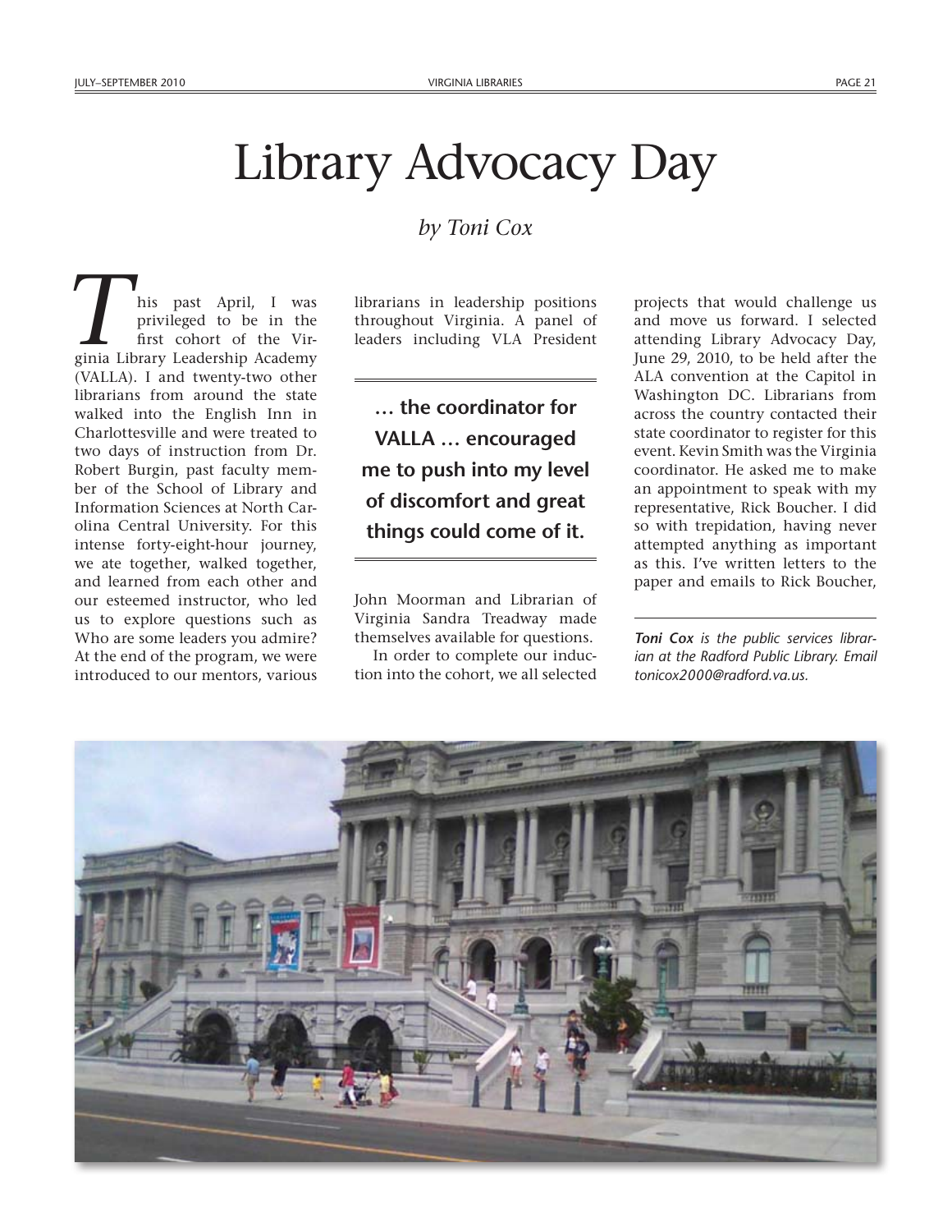# Library Advocacy Day

*by Toni Cox*

This past April, I was privileged to be in the first cohort of the Virginia Library Leadership Academy (VALLA). I and twenty-two other librarians from around the state walked into the English Inn in Charlottesville and were treated to two days of instruction from Dr. Robert Burgin, past faculty member of the School of Library and Information Sciences at North Carolina Central University. For this intense forty-eight-hour journey, we ate together, walked together, and learned from each other and our esteemed instructor, who led us to explore questions such as Who are some leaders you admire? At the end of the program, we were introduced to our mentors, various librarians in leadership positions throughout Virginia. A panel of leaders including VLA President John Moorman and Librarian of Virginia Sandra Treadway made themselves available for questions.

> **… the coordinator for VALLA … encouraged me to push into my level of discomfort and great things could come of it.**

In order to complete our induction into the cohort, we all selected projects that would challenge us and move us forward. I selected attending Library Advocacy Day, June 29, 2010, to be held after the ALA convention at the Capitol in Washington DC. Librarians from across the country contacted their state coordinator to register for this event. Kevin Smith was the Virginia coordinator. He asked me to make an appointment to speak with my representative, Rick Boucher. I did so with trepidation, having never attempted anything as important as this. I've written letters to the paper and emails to Rick Boucher,

*__Toni Cox__ is the public services librarian at the Radford Public Library. Email tonicox2000@radford.va.us.*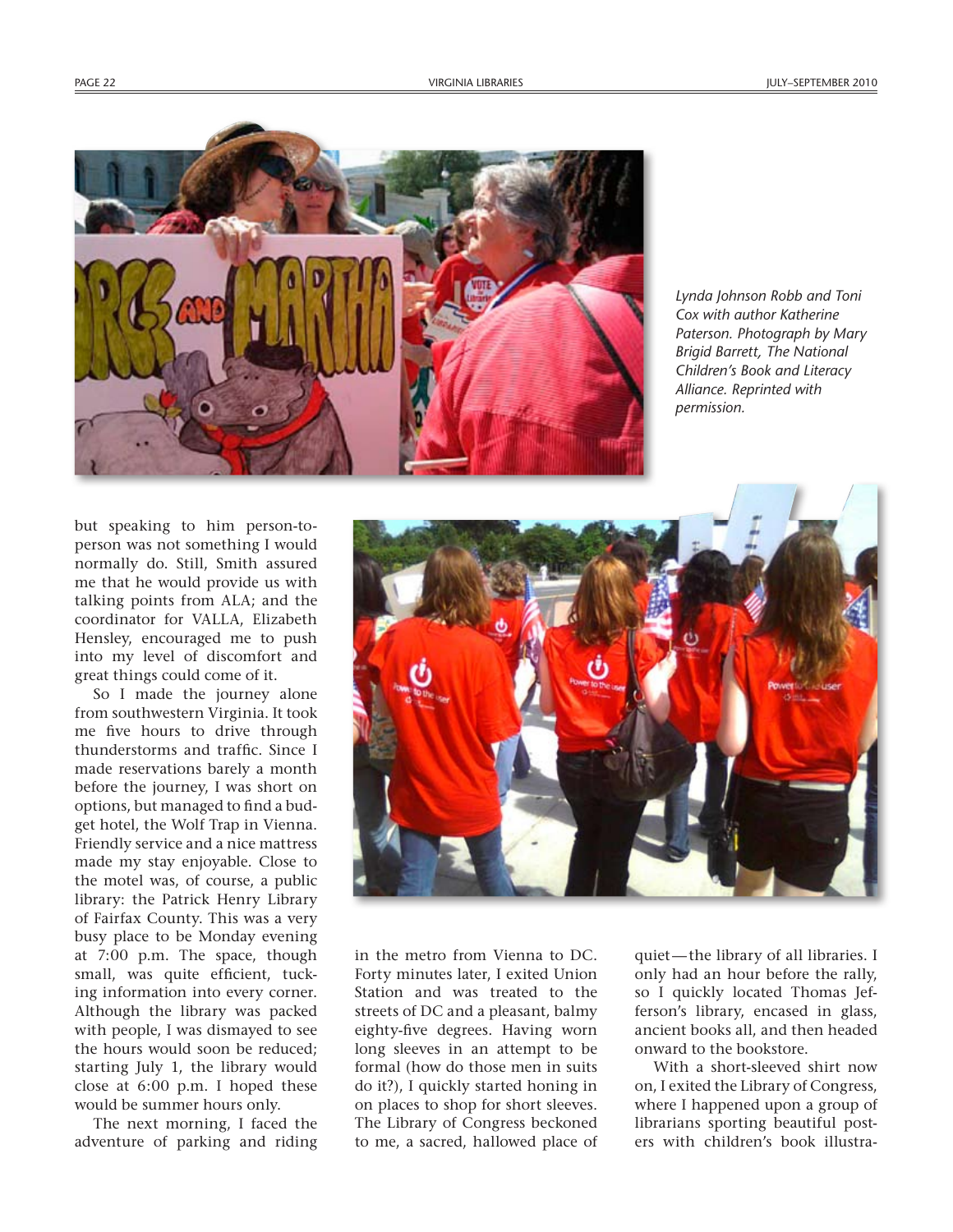*Lynda Johnson Robb and Toni Cox with author Katherine Paterson. Photograph by Mary Brigid Barrett, The National Children's Book and Literacy Alliance. Reprinted with permission.*

but speaking to him person-to-person was not something I would normally do. Still, Smith assured me that he would provide us with talking points from ALA; and the coordinator for VALLA, Elizabeth Hensley, encouraged me to push into my level of discomfort and great things could come of it.

So I made the journey alone from southwestern Virginia. It took me five hours to drive through thunderstorms and traffic. Since I made reservations barely a month before the journey, I was short on options, but managed to find a budget hotel, the Wolf Trap in Vienna. Friendly service and a nice mattress made my stay enjoyable. Close to the motel was, of course, a public library: the Patrick Henry Library of Fairfax County. This was a very busy place to be Monday evening at 7:00 p.m. The space, though small, was quite efficient, tucking information into every corner. Although the library was packed with people, I was dismayed to see the hours would soon be reduced; starting July 1, the library would close at 6:00 p.m. I hoped these would be summer hours only.

The next morning, I faced the adventure of parking and riding in the metro from Vienna to DC. Forty minutes later, I exited Union Station and was treated to the streets of DC and a pleasant, balmy eighty-five degrees. Having worn long sleeves in an attempt to be formal (how do those men in suits do it?), I quickly started honing in on places to shop for short sleeves. The Library of Congress beckoned to me, a sacred, hallowed place of quiet—the library of all libraries. I only had an hour before the rally, so I quickly located Thomas Jefferson's library, encased in glass, ancient books all, and then headed onward to the bookstore.

With a short-sleeved shirt now on, I exited the Library of Congress, where I happened upon a group of librarians sporting beautiful posters with children's book illustra-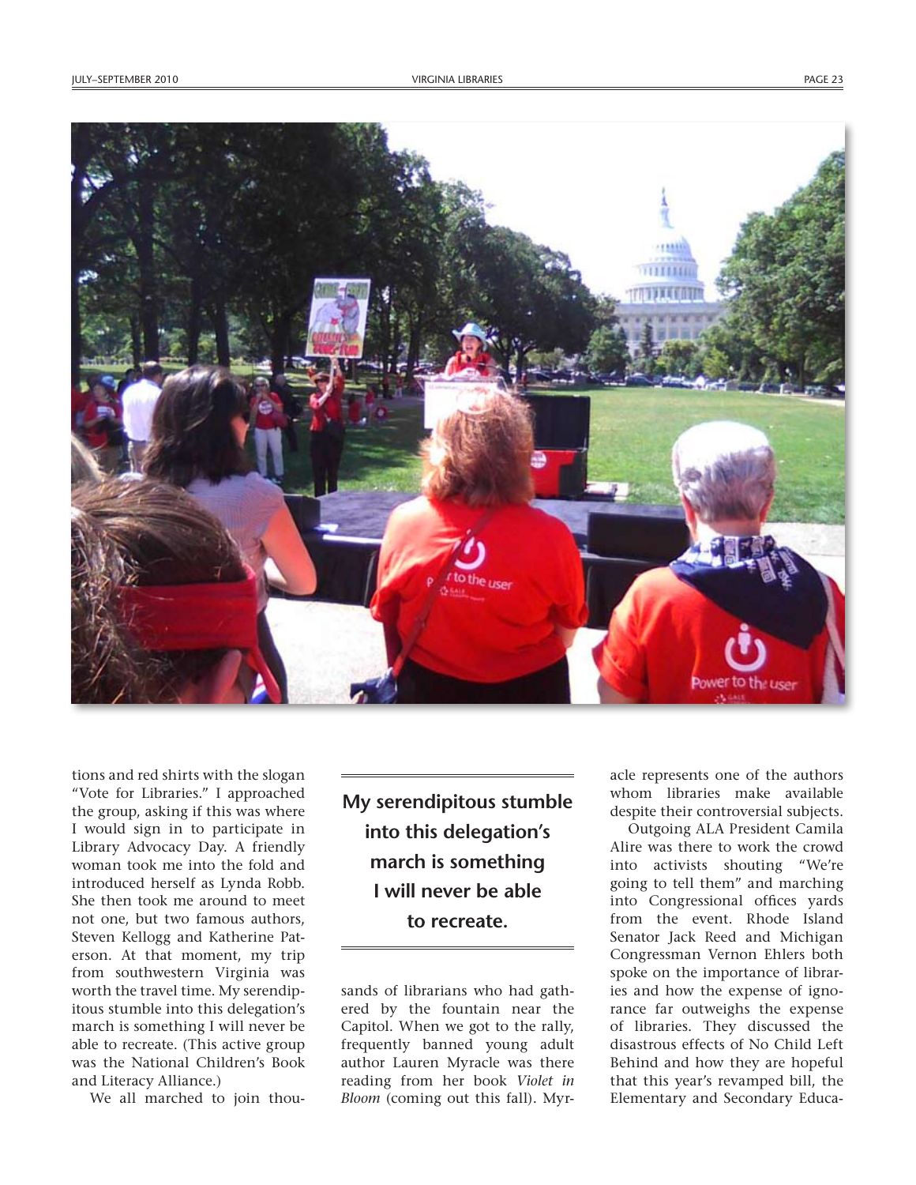tions and red shirts with the slogan "Vote for Libraries." I approached the group, asking if this was where I would sign in to participate in Library Advocacy Day. A friendly woman took me into the fold and introduced herself as Lynda Robb. She then took me around to meet not one, but two famous authors, Steven Kellogg and Katherine Paterson. At that moment, my trip from southwestern Virginia was worth the travel time. My serendipitous stumble into this delegation's march is something I will never be able to recreate. (This active group was the National Children's Book and Literacy Alliance.)

**My serendipitous stumble into this delegation's march is something I will never be able to recreate.**

We all marched to join thousands of librarians who had gathered by the fountain near the Capitol. When we got to the rally, frequently banned young adult author Lauren Myracle was there reading from her book *Violet in Bloom* (coming out this fall). Myracle represents one of the authors whom libraries make available despite their controversial subjects.

Outgoing ALA President Camila Alire was there to work the crowd into activists shouting "We're going to tell them" and marching into Congressional offices yards from the event. Rhode Island Senator Jack Reed and Michigan Congressman Vernon Ehlers both spoke on the importance of libraries and how the expense of ignorance far outweighs the expense of libraries. They discussed the disastrous effects of No Child Left Behind and how they are hopeful that this year's revamped bill, the Elementary and Secondary Educa-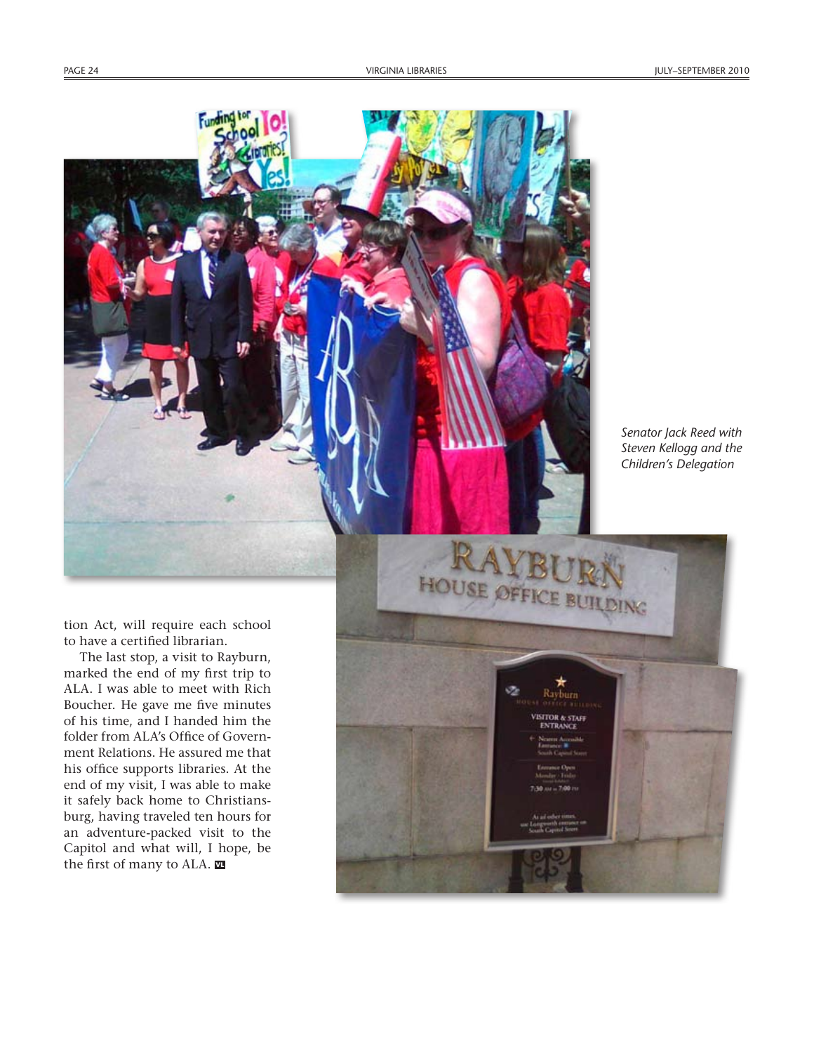Senator Jack Reed with Steven Kellogg and the Children's Delegation

tion Act, will require each school to have a certified librarian.

The last stop, a visit to Rayburn, marked the end of my first trip to ALA. I was able to meet with Rich Boucher. He gave me five minutes of his time, and I handed him the folder from ALA's Office of Government Relations. He assured me that his office supports libraries. At the end of my visit, I was able to make it safely back home to Christiansburg, having traveled ten hours for an adventure-packed visit to the Capitol and what will, I hope, be the first of many to ALA.